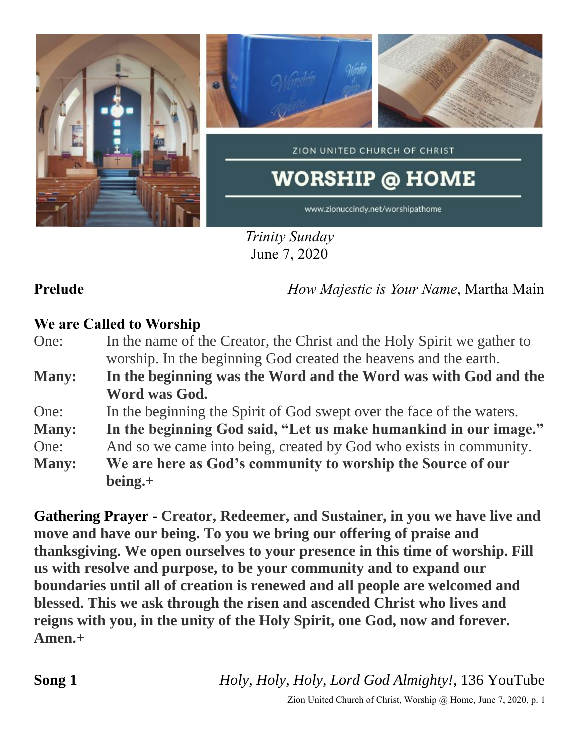ZION UNITED CHURCH OF CHRIST

# WORSHIP @ HOME

www.zionuccindy.net/worshipathome

*Trinity Sunday*
June 7, 2020

**Prelude** *How Majestic is Your Name*, Martha Main

**We are Called to Worship**

One: In the name of the Creator, the Christ and the Holy Spirit we gather to worship. In the beginning God created the heavens and the earth.

**Many: In the beginning was the Word and the Word was with God and the Word was God.**

One: In the beginning the Spirit of God swept over the face of the waters.

**Many: In the beginning God said, "Let us make humankind in our image."**

One: And so we came into being, created by God who exists in community.

**Many: We are here as God's community to worship the Source of our being.+**

**Gathering Prayer** - **Creator, Redeemer, and Sustainer, in you we have live and move and have our being. To you we bring our offering of praise and thanksgiving. We open ourselves to your presence in this time of worship. Fill us with resolve and purpose, to be your community and to expand our boundaries until all of creation is renewed and all people are welcomed and blessed. This we ask through the risen and ascended Christ who lives and reigns with you, in the unity of the Holy Spirit, one God, now and forever. Amen.+**

**Song 1** *Holy, Holy, Holy, Lord God Almighty!*, 136 YouTube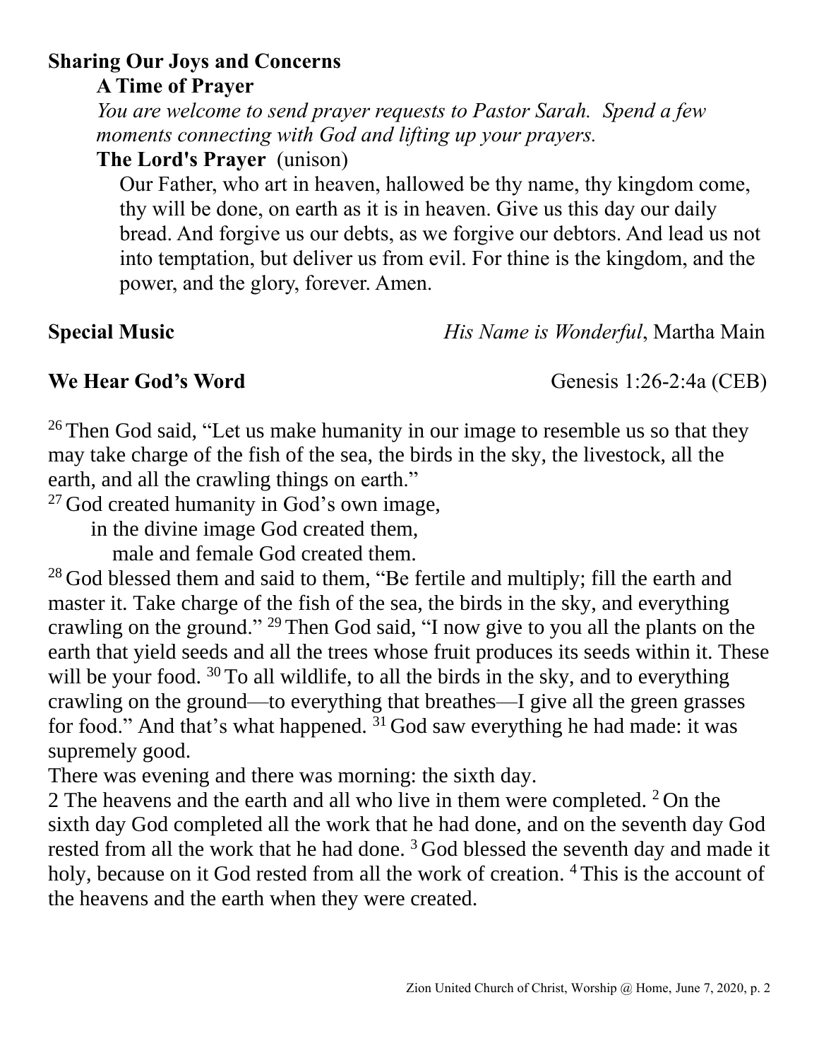**Sharing Our Joys and Concerns**

**A Time of Prayer**

*You are welcome to send prayer requests to Pastor Sarah. Spend a few moments connecting with God and lifting up your prayers.*

**The Lord's Prayer** (unison)

Our Father, who art in heaven, hallowed be thy name, thy kingdom come, thy will be done, on earth as it is in heaven. Give us this day our daily bread. And forgive us our debts, as we forgive our debtors. And lead us not into temptation, but deliver us from evil. For thine is the kingdom, and the power, and the glory, forever. Amen.

**Special Music** *His Name is Wonderful*, Martha Main

**We Hear God's Word** Genesis 1:26-2:4a (CEB)

[26] Then God said, "Let us make humanity in our image to resemble us so that they may take charge of the fish of the sea, the birds in the sky, the livestock, all the earth, and all the crawling things on earth."

[27] God created humanity in God's own image,
  in the divine image God created them,
    male and female God created them.

[28] God blessed them and said to them, "Be fertile and multiply; fill the earth and master it. Take charge of the fish of the sea, the birds in the sky, and everything crawling on the ground." [29] Then God said, "I now give to you all the plants on the earth that yield seeds and all the trees whose fruit produces its seeds within it. These will be your food. [30] To all wildlife, to all the birds in the sky, and to everything crawling on the ground—to everything that breathes—I give all the green grasses for food." And that's what happened. [31] God saw everything he had made: it was supremely good.

There was evening and there was morning: the sixth day.

2 The heavens and the earth and all who live in them were completed. [2] On the sixth day God completed all the work that he had done, and on the seventh day God rested from all the work that he had done. [3] God blessed the seventh day and made it holy, because on it God rested from all the work of creation. [4] This is the account of the heavens and the earth when they were created.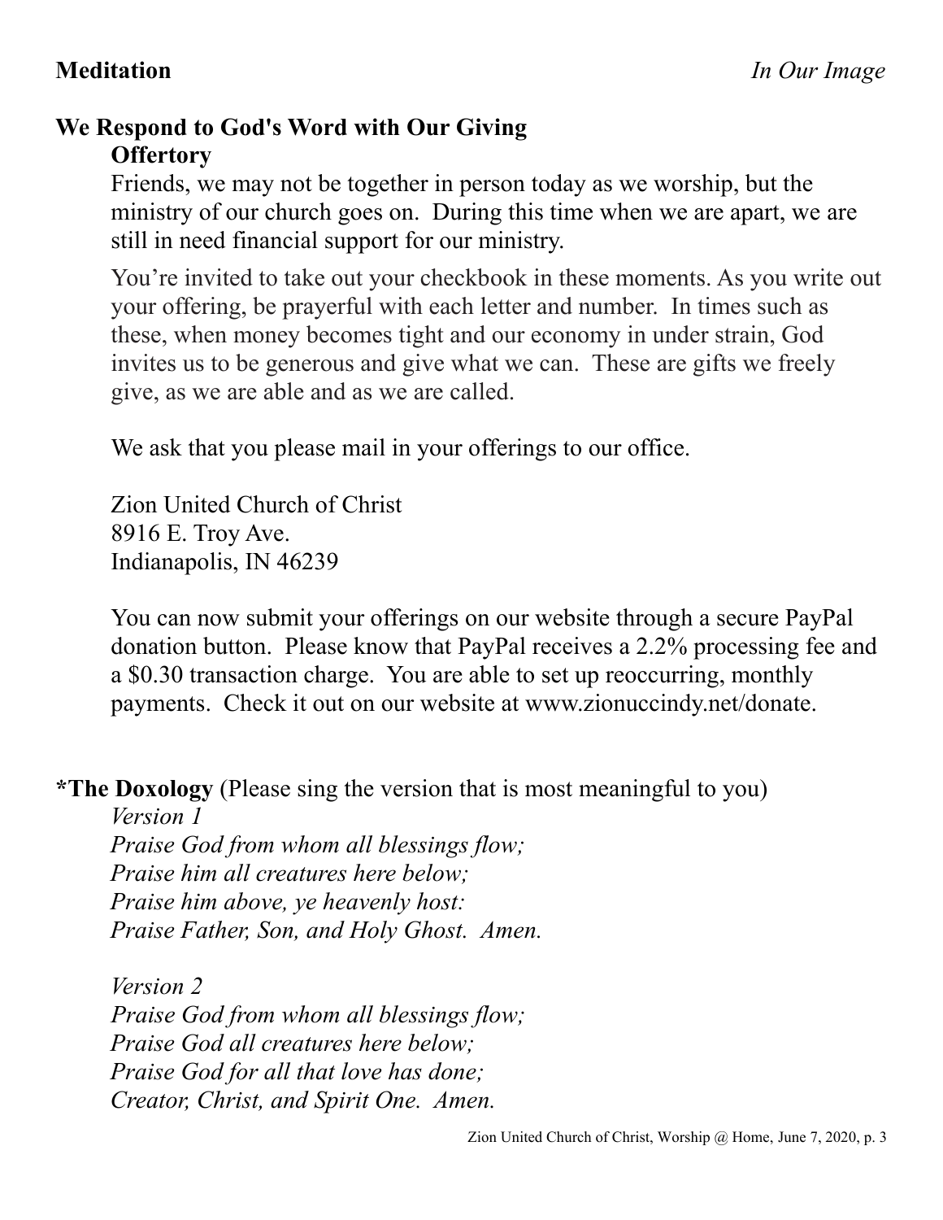**Meditation** *In Our Image*

## We Respond to God's Word with Our Giving

### Offertory

Friends, we may not be together in person today as we worship, but the ministry of our church goes on. During this time when we are apart, we are still in need financial support for our ministry.

You're invited to take out your checkbook in these moments. As you write out your offering, be prayerful with each letter and number. In times such as these, when money becomes tight and our economy in under strain, God invites us to be generous and give what we can. These are gifts we freely give, as we are able and as we are called.

We ask that you please mail in your offerings to our office.

Zion United Church of Christ
8916 E. Troy Ave.
Indianapolis, IN 46239

You can now submit your offerings on our website through a secure PayPal donation button. Please know that PayPal receives a 2.2% processing fee and a $0.30 transaction charge. You are able to set up reoccurring, monthly payments. Check it out on our website at www.zionuccindy.net/donate.

***The Doxology** (Please sing the version that is most meaningful to you)

*Version 1*
*Praise God from whom all blessings flow;*
*Praise him all creatures here below;*
*Praise him above, ye heavenly host:*
*Praise Father, Son, and Holy Ghost. Amen.*

*Version 2*
*Praise God from whom all blessings flow;*
*Praise God all creatures here below;*
*Praise God for all that love has done;*
*Creator, Christ, and Spirit One. Amen.*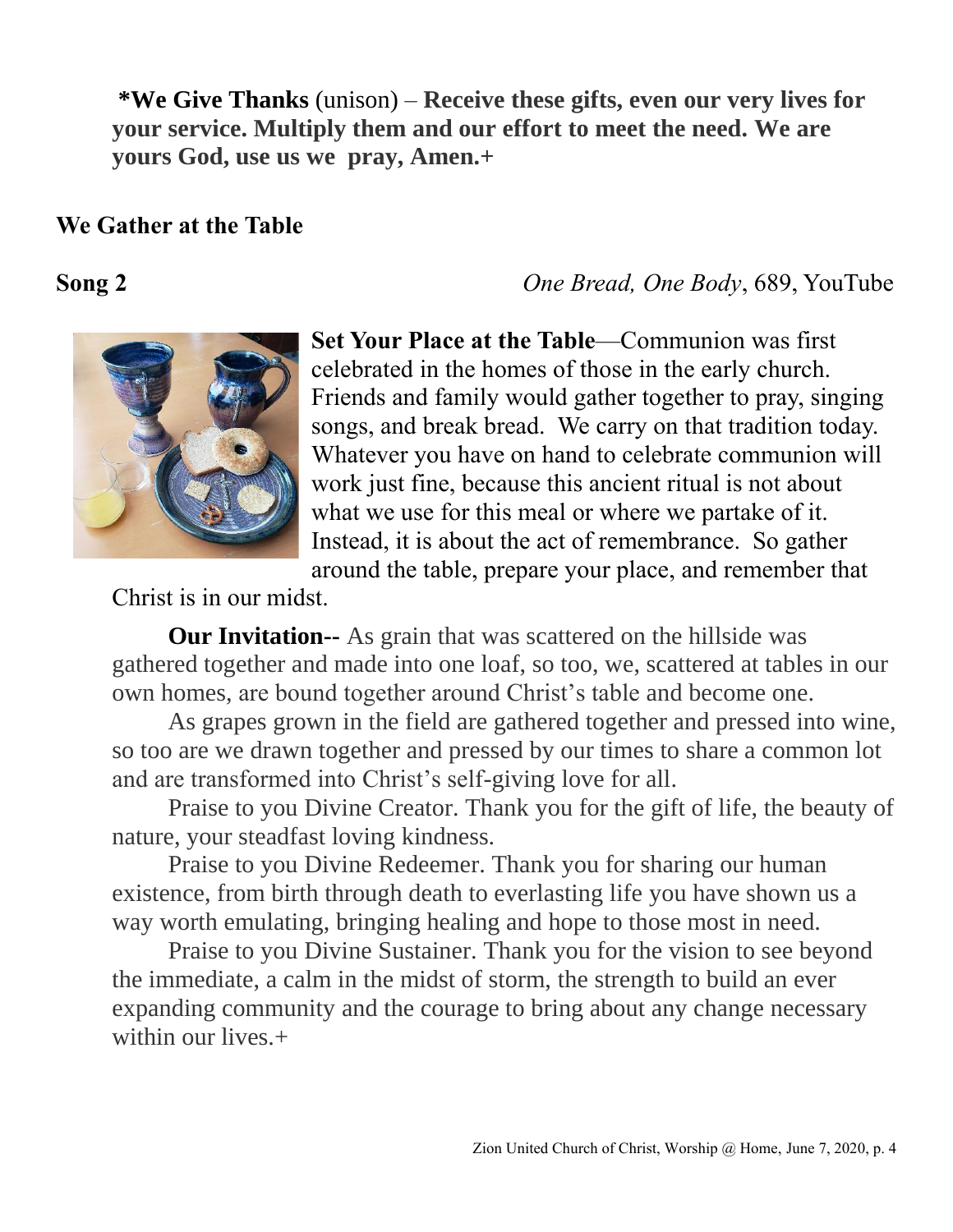**\*We Give Thanks** (unison) – **Receive these gifts, even our very lives for your service. Multiply them and our effort to meet the need. We are yours God, use us we pray, Amen.+**

## We Gather at the Table

**Song 2** *One Bread, One Body*, 689, YouTube

**Set Your Place at the Table**—Communion was first celebrated in the homes of those in the early church. Friends and family would gather together to pray, singing songs, and break bread. We carry on that tradition today. Whatever you have on hand to celebrate communion will work just fine, because this ancient ritual is not about what we use for this meal or where we partake of it. Instead, it is about the act of remembrance. So gather around the table, prepare your place, and remember that Christ is in our midst.

**Our Invitation--** As grain that was scattered on the hillside was gathered together and made into one loaf, so too, we, scattered at tables in our own homes, are bound together around Christ's table and become one.

As grapes grown in the field are gathered together and pressed into wine, so too are we drawn together and pressed by our times to share a common lot and are transformed into Christ's self-giving love for all.

Praise to you Divine Creator. Thank you for the gift of life, the beauty of nature, your steadfast loving kindness.

Praise to you Divine Redeemer. Thank you for sharing our human existence, from birth through death to everlasting life you have shown us a way worth emulating, bringing healing and hope to those most in need.

Praise to you Divine Sustainer. Thank you for the vision to see beyond the immediate, a calm in the midst of storm, the strength to build an ever expanding community and the courage to bring about any change necessary within our lives.+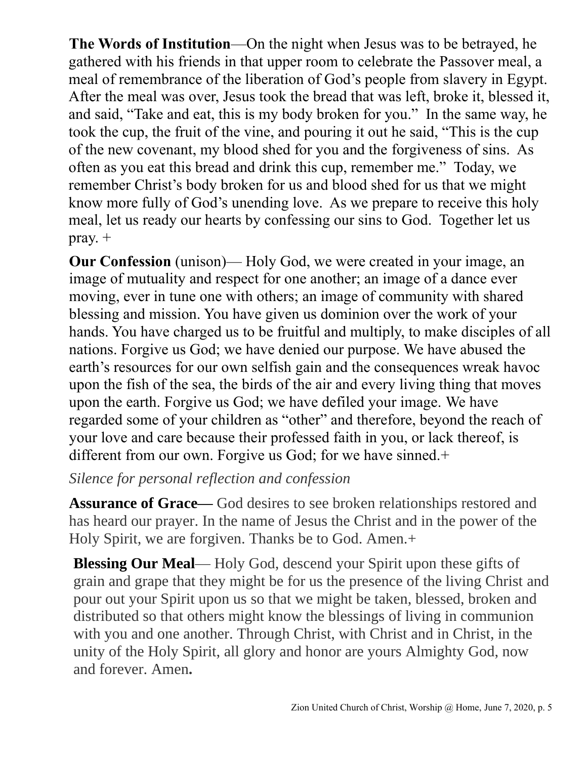**The Words of Institution**—On the night when Jesus was to be betrayed, he gathered with his friends in that upper room to celebrate the Passover meal, a meal of remembrance of the liberation of God's people from slavery in Egypt. After the meal was over, Jesus took the bread that was left, broke it, blessed it, and said, "Take and eat, this is my body broken for you." In the same way, he took the cup, the fruit of the vine, and pouring it out he said, "This is the cup of the new covenant, my blood shed for you and the forgiveness of sins. As often as you eat this bread and drink this cup, remember me." Today, we remember Christ's body broken for us and blood shed for us that we might know more fully of God's unending love. As we prepare to receive this holy meal, let us ready our hearts by confessing our sins to God. Together let us pray. +

**Our Confession** (unison)— Holy God, we were created in your image, an image of mutuality and respect for one another; an image of a dance ever moving, ever in tune one with others; an image of community with shared blessing and mission. You have given us dominion over the work of your hands. You have charged us to be fruitful and multiply, to make disciples of all nations. Forgive us God; we have denied our purpose. We have abused the earth's resources for our own selfish gain and the consequences wreak havoc upon the fish of the sea, the birds of the air and every living thing that moves upon the earth. Forgive us God; we have defiled your image. We have regarded some of your children as "other" and therefore, beyond the reach of your love and care because their professed faith in you, or lack thereof, is different from our own. Forgive us God; for we have sinned.+

*Silence for personal reflection and confession*

**Assurance of Grace—** God desires to see broken relationships restored and has heard our prayer. In the name of Jesus the Christ and in the power of the Holy Spirit, we are forgiven. Thanks be to God. Amen.+

**Blessing Our Meal**— Holy God, descend your Spirit upon these gifts of grain and grape that they might be for us the presence of the living Christ and pour out your Spirit upon us so that we might be taken, blessed, broken and distributed so that others might know the blessings of living in communion with you and one another. Through Christ, with Christ and in Christ, in the unity of the Holy Spirit, all glory and honor are yours Almighty God, now and forever. Amen**.**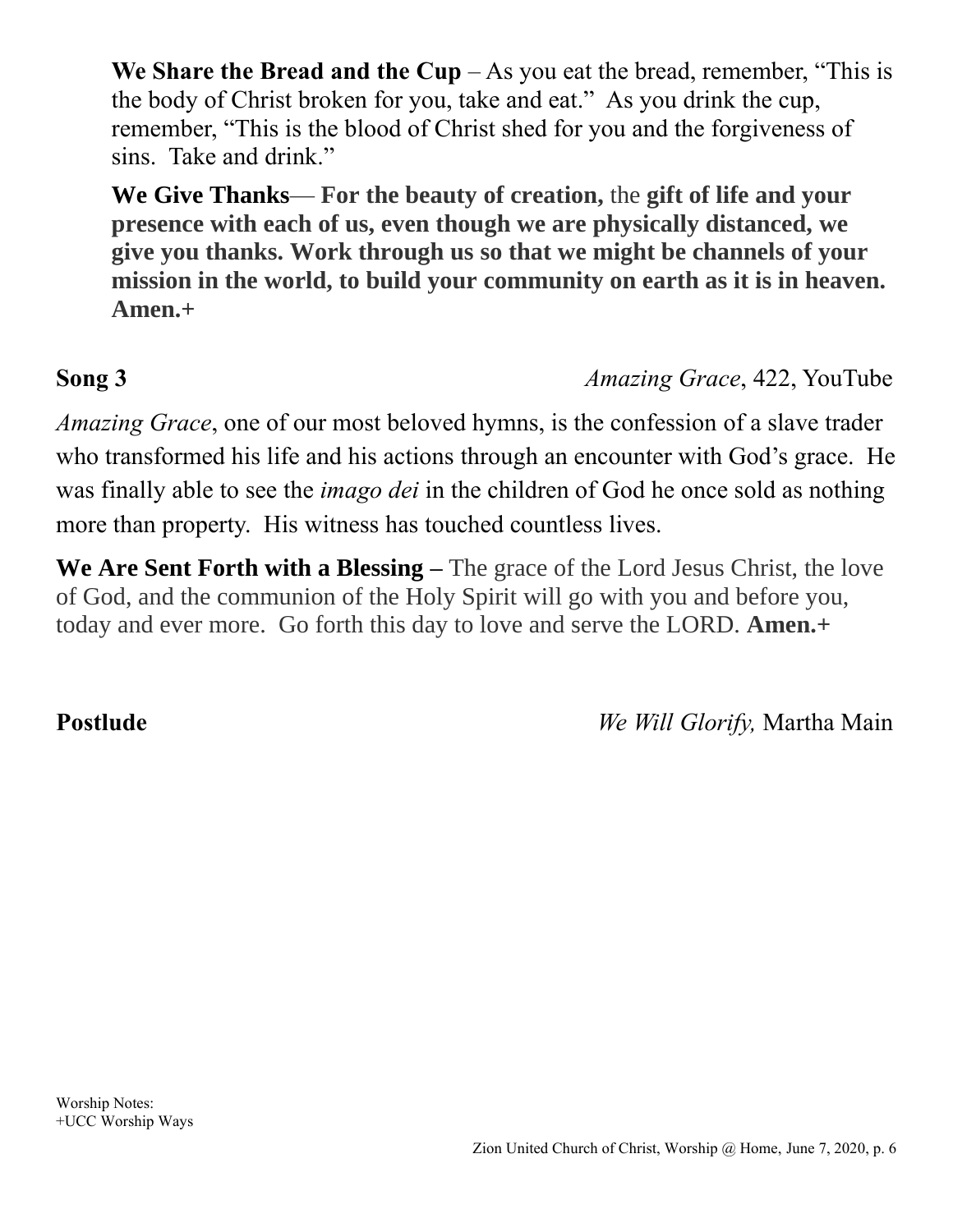**We Share the Bread and the Cup** – As you eat the bread, remember, "This is the body of Christ broken for you, take and eat." As you drink the cup, remember, "This is the blood of Christ shed for you and the forgiveness of sins. Take and drink."

**We Give Thanks**— **For the beauty of creation,** the **gift of life and your presence with each of us, even though we are physically distanced, we give you thanks. Work through us so that we might be channels of your mission in the world, to build your community on earth as it is in heaven. Amen.+**

**Song 3** *Amazing Grace*, 422, YouTube

*Amazing Grace*, one of our most beloved hymns, is the confession of a slave trader who transformed his life and his actions through an encounter with God's grace. He was finally able to see the *imago dei* in the children of God he once sold as nothing more than property. His witness has touched countless lives.

**We Are Sent Forth with a Blessing –** The grace of the Lord Jesus Christ, the love of God, and the communion of the Holy Spirit will go with you and before you, today and ever more. Go forth this day to love and serve the LORD. **Amen.+**

**Postlude** *We Will Glorify,* Martha Main

Worship Notes:
+UCC Worship Ways